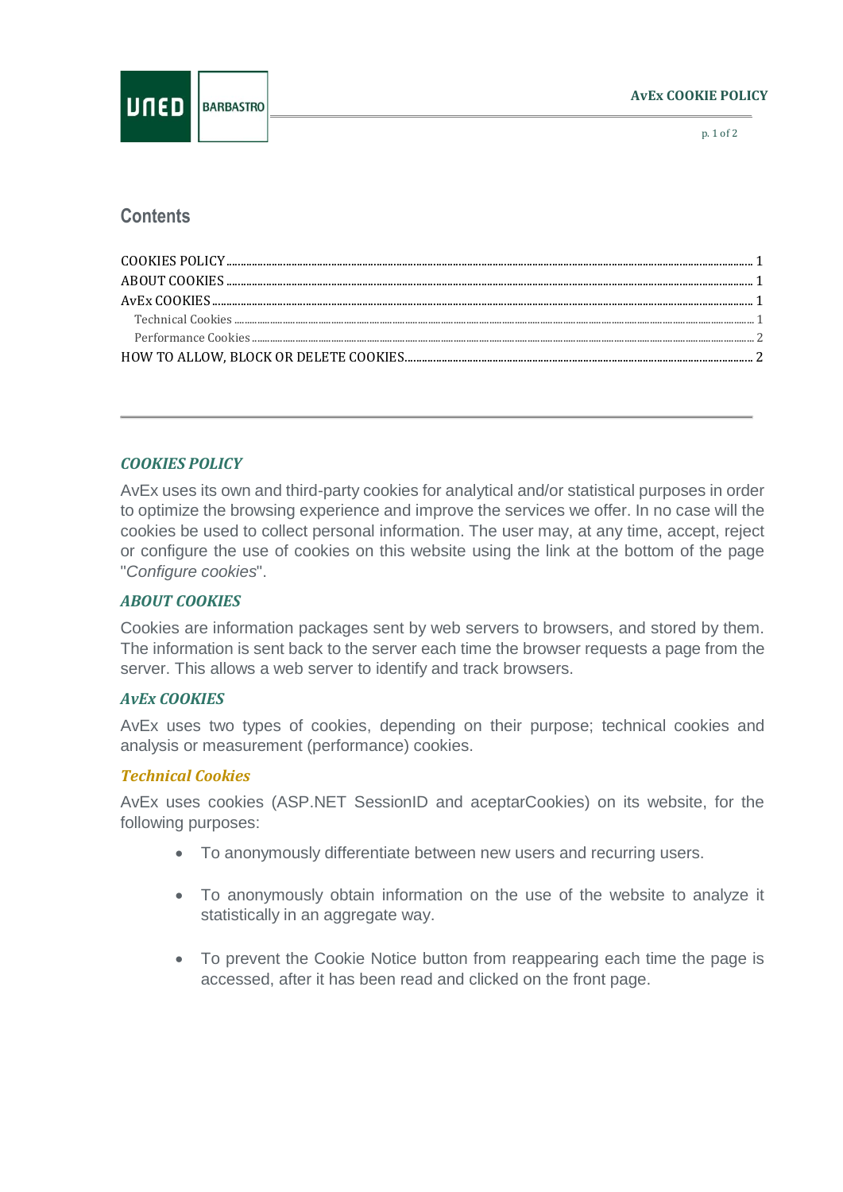## Contents

COOKIES POLICY ........ 1
ABOUT COOKIES ........ 1
AvEx COOKIES ........ 1
- Technical Cookies ........ 1
- Performance Cookies ........ 2

HOW TO ALLOW, BLOCK OR DELETE COOKIES ........ 2

---

### *COOKIES POLICY*

AvEx uses its own and third-party cookies for analytical and/or statistical purposes in order to optimize the browsing experience and improve the services we offer. In no case will the cookies be used to collect personal information. The user may, at any time, accept, reject or configure the use of cookies on this website using the link at the bottom of the page "*Configure cookies*".

### *ABOUT COOKIES*

Cookies are information packages sent by web servers to browsers, and stored by them. The information is sent back to the server each time the browser requests a page from the server. This allows a web server to identify and track browsers.

### *AvEx COOKIES*

AvEx uses two types of cookies, depending on their purpose; technical cookies and analysis or measurement (performance) cookies.

#### *Technical Cookies*

AvEx uses cookies (ASP.NET SessionID and aceptarCookies) on its website, for the following purposes:

- To anonymously differentiate between new users and recurring users.
- To anonymously obtain information on the use of the website to analyze it statistically in an aggregate way.
- To prevent the Cookie Notice button from reappearing each time the page is accessed, after it has been read and clicked on the front page.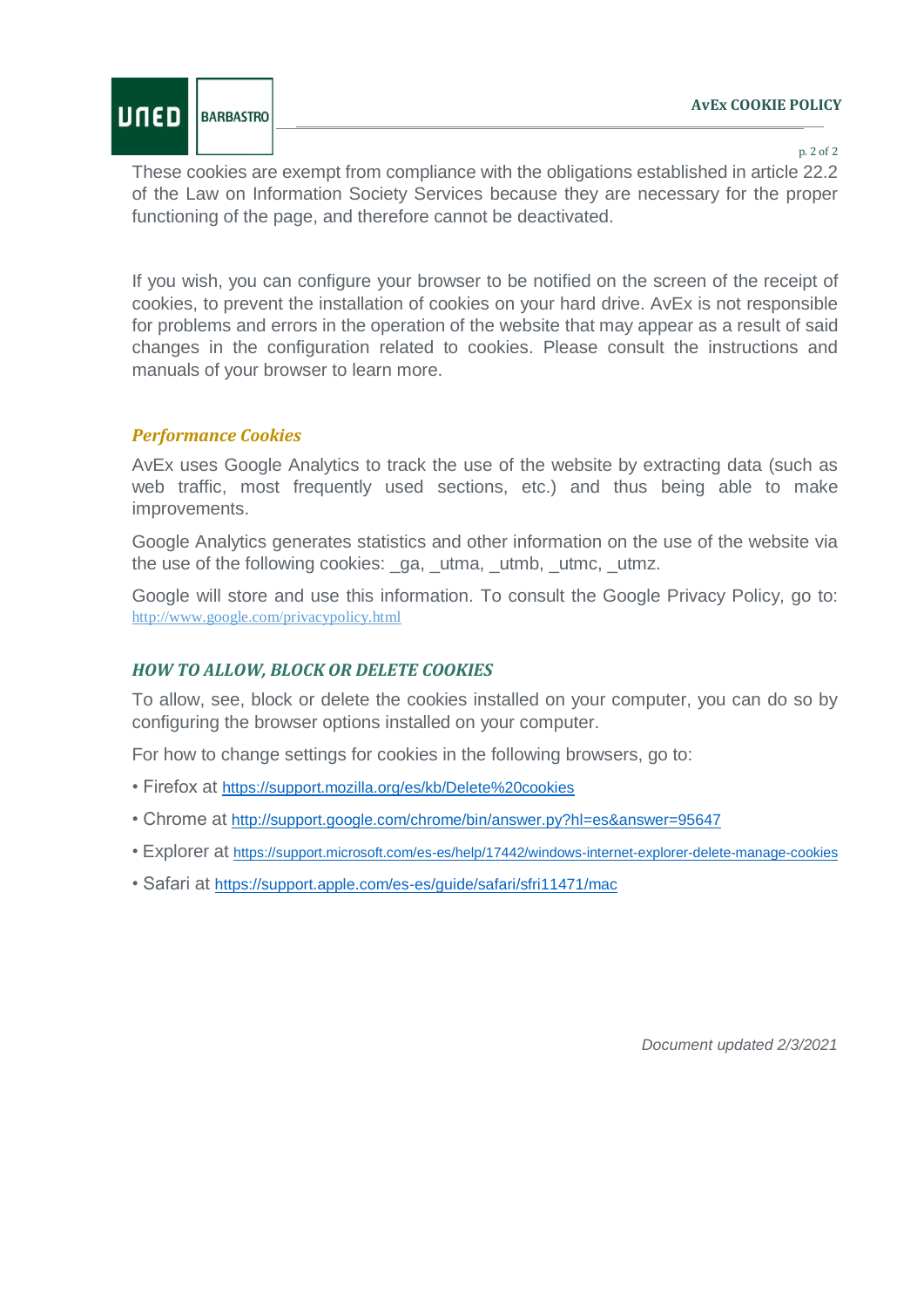These cookies are exempt from compliance with the obligations established in article 22.2 of the Law on Information Society Services because they are necessary for the proper functioning of the page, and therefore cannot be deactivated.

If you wish, you can configure your browser to be notified on the screen of the receipt of cookies, to prevent the installation of cookies on your hard drive. AvEx is not responsible for problems and errors in the operation of the website that may appear as a result of said changes in the configuration related to cookies. Please consult the instructions and manuals of your browser to learn more.

### *Performance Cookies*

AvEx uses Google Analytics to track the use of the website by extracting data (such as web traffic, most frequently used sections, etc.) and thus being able to make improvements.

Google Analytics generates statistics and other information on the use of the website via the use of the following cookies: _ga, _utma, _utmb, _utmc, _utmz.

Google will store and use this information. To consult the Google Privacy Policy, go to: http://www.google.com/privacypolicy.html

### *HOW TO ALLOW, BLOCK OR DELETE COOKIES*

To allow, see, block or delete the cookies installed on your computer, you can do so by configuring the browser options installed on your computer.

For how to change settings for cookies in the following browsers, go to:

- Firefox at https://support.mozilla.org/es/kb/Delete%20cookies
- Chrome at http://support.google.com/chrome/bin/answer.py?hl=es&answer=95647
- Explorer at https://support.microsoft.com/es-es/help/17442/windows-internet-explorer-delete-manage-cookies
- Safari at https://support.apple.com/es-es/guide/safari/sfri11471/mac

*Document updated 2/3/2021*